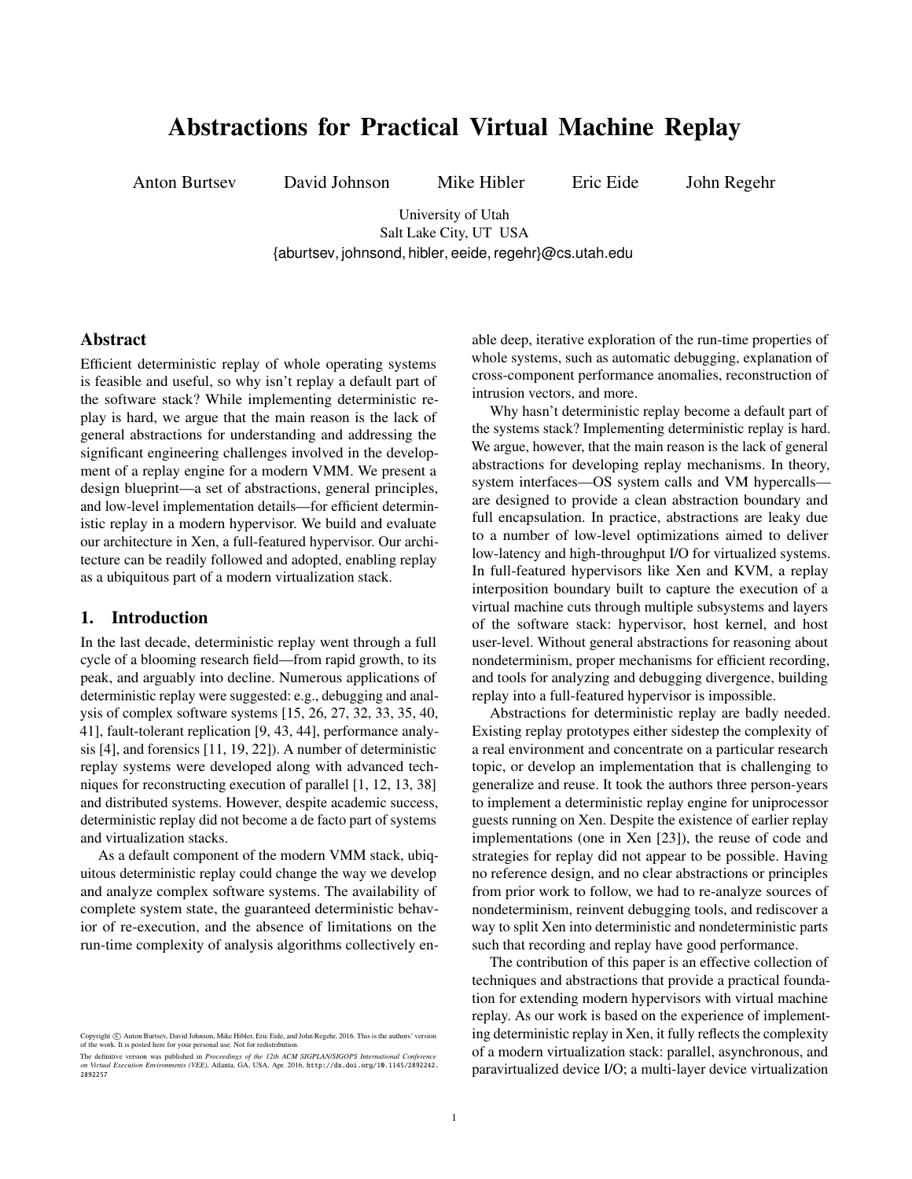# Abstractions for Practical Virtual Machine Replay

Anton Burtsev   David Johnson   Mike Hibler   Eric Eide   John Regehr

University of Utah
Salt Lake City, UT USA
{aburtsev, johnsond, hibler, eeide, regehr}@cs.utah.edu

## Abstract

Efficient deterministic replay of whole operating systems is feasible and useful, so why isn't replay a default part of the software stack? While implementing deterministic replay is hard, we argue that the main reason is the lack of general abstractions for understanding and addressing the significant engineering challenges involved in the development of a replay engine for a modern VMM. We present a design blueprint—a set of abstractions, general principles, and low-level implementation details—for efficient deterministic replay in a modern hypervisor. We build and evaluate our architecture in Xen, a full-featured hypervisor. Our architecture can be readily followed and adopted, enabling replay as a ubiquitous part of a modern virtualization stack.

## 1. Introduction

In the last decade, deterministic replay went through a full cycle of a blooming research field—from rapid growth, to its peak, and arguably into decline. Numerous applications of deterministic replay were suggested: e.g., debugging and analysis of complex software systems [15, 26, 27, 32, 33, 35, 40, 41], fault-tolerant replication [9, 43, 44], performance analysis [4], and forensics [11, 19, 22]). A number of deterministic replay systems were developed along with advanced techniques for reconstructing execution of parallel [1, 12, 13, 38] and distributed systems. However, despite academic success, deterministic replay did not become a de facto part of systems and virtualization stacks.

As a default component of the modern VMM stack, ubiquitous deterministic replay could change the way we develop and analyze complex software systems. The availability of complete system state, the guaranteed deterministic behavior of re-execution, and the absence of limitations on the run-time complexity of analysis algorithms collectively enable deep, iterative exploration of the run-time properties of whole systems, such as automatic debugging, explanation of cross-component performance anomalies, reconstruction of intrusion vectors, and more.

Why hasn't deterministic replay become a default part of the systems stack? Implementing deterministic replay is hard. We argue, however, that the main reason is the lack of general abstractions for developing replay mechanisms. In theory, system interfaces—OS system calls and VM hypercalls—are designed to provide a clean abstraction boundary and full encapsulation. In practice, abstractions are leaky due to a number of low-level optimizations aimed to deliver low-latency and high-throughput I/O for virtualized systems. In full-featured hypervisors like Xen and KVM, a replay interposition boundary built to capture the execution of a virtual machine cuts through multiple subsystems and layers of the software stack: hypervisor, host kernel, and host user-level. Without general abstractions for reasoning about nondeterminism, proper mechanisms for efficient recording, and tools for analyzing and debugging divergence, building replay into a full-featured hypervisor is impossible.

Abstractions for deterministic replay are badly needed. Existing replay prototypes either sidestep the complexity of a real environment and concentrate on a particular research topic, or develop an implementation that is challenging to generalize and reuse. It took the authors three person-years to implement a deterministic replay engine for uniprocessor guests running on Xen. Despite the existence of earlier replay implementations (one in Xen [23]), the reuse of code and strategies for replay did not appear to be possible. Having no reference design, and no clear abstractions or principles from prior work to follow, we had to re-analyze sources of nondeterminism, reinvent debugging tools, and rediscover a way to split Xen into deterministic and nondeterministic parts such that recording and replay have good performance.

The contribution of this paper is an effective collection of techniques and abstractions that provide a practical foundation for extending modern hypervisors with virtual machine replay. As our work is based on the experience of implementing deterministic replay in Xen, it fully reflects the complexity of a modern virtualization stack: parallel, asynchronous, and paravirtualized device I/O; a multi-layer device virtualization

Copyright © Anton Burtsev, David Johnson, Mike Hibler, Eric Eide, and John Regehr, 2016. This is the authors' version of the work. It is posted here for your personal use. Not for redistribution.
The definitive version was published in *Proceedings of the 12th ACM SIGPLAN/SIGOPS International Conference on Virtual Execution Environments (VEE)*, Atlanta, GA, USA, Apr. 2016, http://dx.doi.org/10.1145/2892242.2892257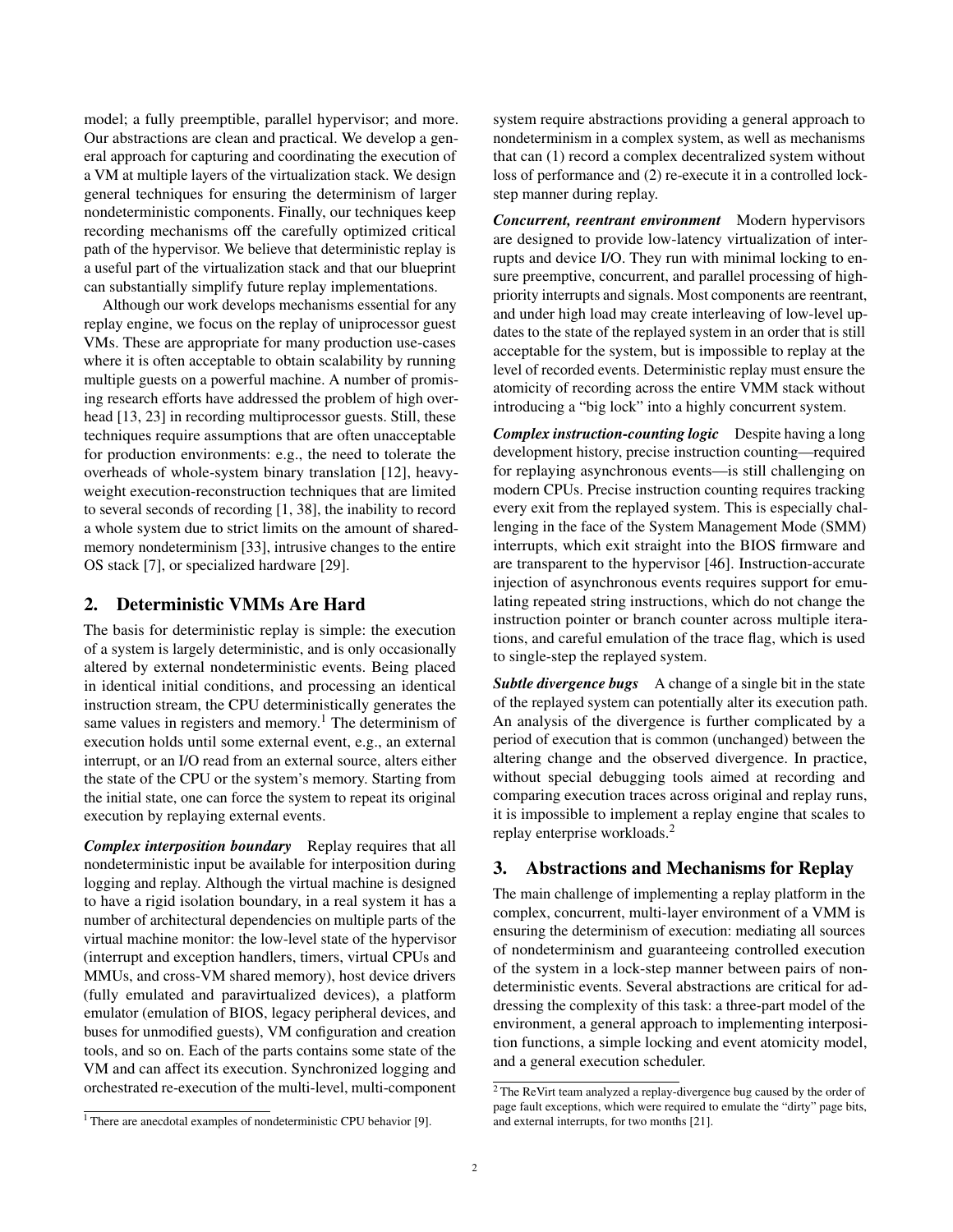model; a fully preemptible, parallel hypervisor; and more. Our abstractions are clean and practical. We develop a general approach for capturing and coordinating the execution of a VM at multiple layers of the virtualization stack. We design general techniques for ensuring the determinism of larger nondeterministic components. Finally, our techniques keep recording mechanisms off the carefully optimized critical path of the hypervisor. We believe that deterministic replay is a useful part of the virtualization stack and that our blueprint can substantially simplify future replay implementations.

Although our work develops mechanisms essential for any replay engine, we focus on the replay of uniprocessor guest VMs. These are appropriate for many production use-cases where it is often acceptable to obtain scalability by running multiple guests on a powerful machine. A number of promising research efforts have addressed the problem of high overhead [13, 23] in recording multiprocessor guests. Still, these techniques require assumptions that are often unacceptable for production environments: e.g., the need to tolerate the overheads of whole-system binary translation [12], heavy-weight execution-reconstruction techniques that are limited to several seconds of recording [1, 38], the inability to record a whole system due to strict limits on the amount of shared-memory nondeterminism [33], intrusive changes to the entire OS stack [7], or specialized hardware [29].

## 2. Deterministic VMMs Are Hard

The basis for deterministic replay is simple: the execution of a system is largely deterministic, and is only occasionally altered by external nondeterministic events. Being placed in identical initial conditions, and processing an identical instruction stream, the CPU deterministically generates the same values in registers and memory.[1] The determinism of execution holds until some external event, e.g., an external interrupt, or an I/O read from an external source, alters either the state of the CPU or the system's memory. Starting from the initial state, one can force the system to repeat its original execution by replaying external events.

***Complex interposition boundary*** Replay requires that all nondeterministic input be available for interposition during logging and replay. Although the virtual machine is designed to have a rigid isolation boundary, in a real system it has a number of architectural dependencies on multiple parts of the virtual machine monitor: the low-level state of the hypervisor (interrupt and exception handlers, timers, virtual CPUs and MMUs, and cross-VM shared memory), host device drivers (fully emulated and paravirtualized devices), a platform emulator (emulation of BIOS, legacy peripheral devices, and buses for unmodified guests), VM configuration and creation tools, and so on. Each of the parts contains some state of the VM and can affect its execution. Synchronized logging and orchestrated re-execution of the multi-level, multi-component system require abstractions providing a general approach to nondeterminism in a complex system, as well as mechanisms that can (1) record a complex decentralized system without loss of performance and (2) re-execute it in a controlled lock-step manner during replay.

***Concurrent, reentrant environment*** Modern hypervisors are designed to provide low-latency virtualization of interrupts and device I/O. They run with minimal locking to ensure preemptive, concurrent, and parallel processing of high-priority interrupts and signals. Most components are reentrant, and under high load may create interleaving of low-level updates to the state of the replayed system in an order that is still acceptable for the system, but is impossible to replay at the level of recorded events. Deterministic replay must ensure the atomicity of recording across the entire VMM stack without introducing a "big lock" into a highly concurrent system.

***Complex instruction-counting logic*** Despite having a long development history, precise instruction counting—required for replaying asynchronous events—is still challenging on modern CPUs. Precise instruction counting requires tracking every exit from the replayed system. This is especially challenging in the face of the System Management Mode (SMM) interrupts, which exit straight into the BIOS firmware and are transparent to the hypervisor [46]. Instruction-accurate injection of asynchronous events requires support for emulating repeated string instructions, which do not change the instruction pointer or branch counter across multiple iterations, and careful emulation of the trace flag, which is used to single-step the replayed system.

***Subtle divergence bugs*** A change of a single bit in the state of the replayed system can potentially alter its execution path. An analysis of the divergence is further complicated by a period of execution that is common (unchanged) between the altering change and the observed divergence. In practice, without special debugging tools aimed at recording and comparing execution traces across original and replay runs, it is impossible to implement a replay engine that scales to replay enterprise workloads.[2]

## 3. Abstractions and Mechanisms for Replay

The main challenge of implementing a replay platform in the complex, concurrent, multi-layer environment of a VMM is ensuring the determinism of execution: mediating all sources of nondeterminism and guaranteeing controlled execution of the system in a lock-step manner between pairs of nondeterministic events. Several abstractions are critical for addressing the complexity of this task: a three-part model of the environment, a general approach to implementing interposition functions, a simple locking and event atomicity model, and a general execution scheduler.

[1] There are anecdotal examples of nondeterministic CPU behavior [9].

[2] The ReVirt team analyzed a replay-divergence bug caused by the order of page fault exceptions, which were required to emulate the "dirty" page bits, and external interrupts, for two months [21].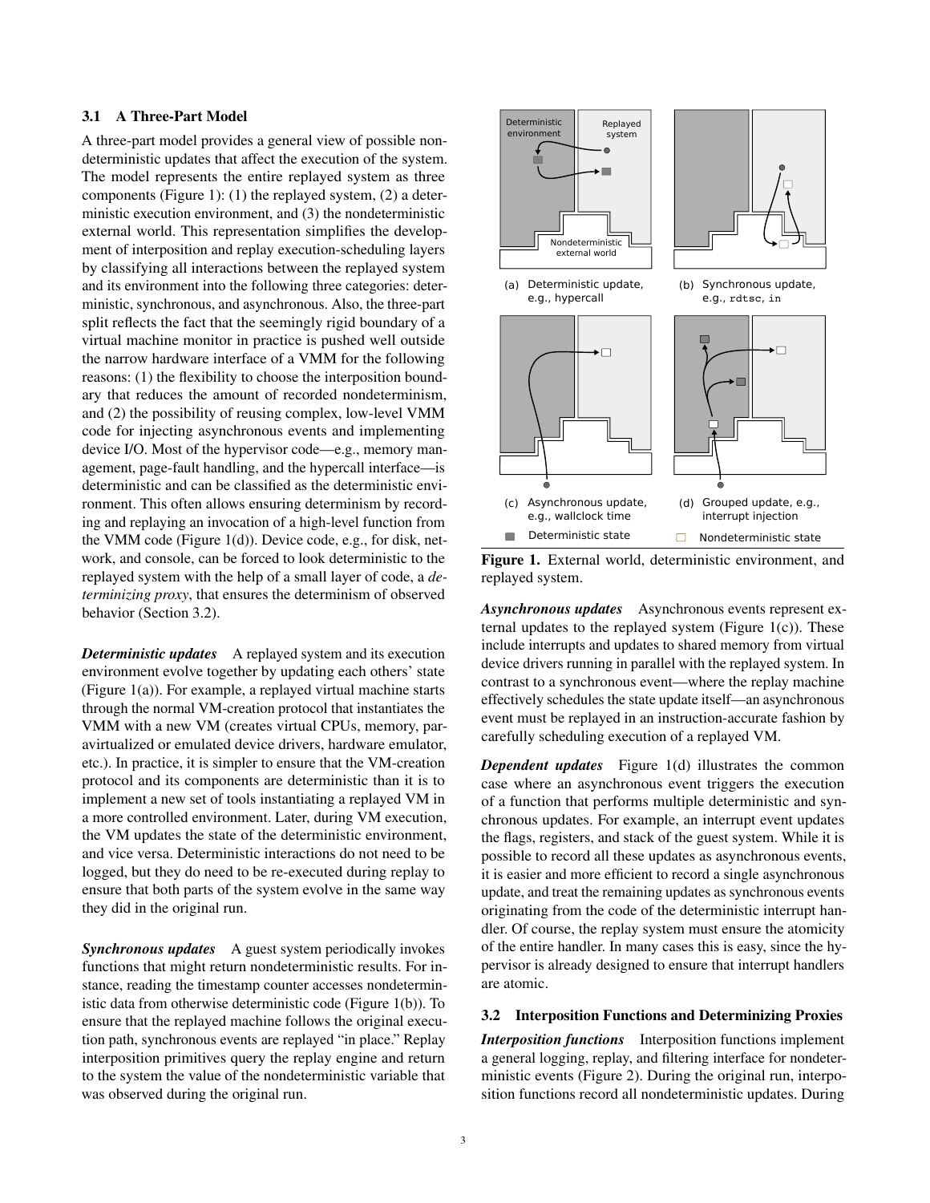### 3.1 A Three-Part Model

A three-part model provides a general view of possible nondeterministic updates that affect the execution of the system. The model represents the entire replayed system as three components (Figure 1): (1) the replayed system, (2) a deterministic execution environment, and (3) the nondeterministic external world. This representation simplifies the development of interposition and replay execution-scheduling layers by classifying all interactions between the replayed system and its environment into the following three categories: deterministic, synchronous, and asynchronous. Also, the three-part split reflects the fact that the seemingly rigid boundary of a virtual machine monitor in practice is pushed well outside the narrow hardware interface of a VMM for the following reasons: (1) the flexibility to choose the interposition boundary that reduces the amount of recorded nondeterminism, and (2) the possibility of reusing complex, low-level VMM code for injecting asynchronous events and implementing device I/O. Most of the hypervisor code—e.g., memory management, page-fault handling, and the hypercall interface—is deterministic and can be classified as the deterministic environment. This often allows ensuring determinism by recording and replaying an invocation of a high-level function from the VMM code (Figure 1(d)). Device code, e.g., for disk, network, and console, can be forced to look deterministic to the replayed system with the help of a small layer of code, a *determinizing proxy*, that ensures the determinism of observed behavior (Section 3.2).

***Deterministic updates*** A replayed system and its execution environment evolve together by updating each others' state (Figure 1(a)). For example, a replayed virtual machine starts through the normal VM-creation protocol that instantiates the VMM with a new VM (creates virtual CPUs, memory, paravirtualized or emulated device drivers, hardware emulator, etc.). In practice, it is simpler to ensure that the VM-creation protocol and its components are deterministic than it is to implement a new set of tools instantiating a replayed VM in a more controlled environment. Later, during VM execution, the VM updates the state of the deterministic environment, and vice versa. Deterministic interactions do not need to be logged, but they do need to be re-executed during replay to ensure that both parts of the system evolve in the same way they did in the original run.

***Synchronous updates*** A guest system periodically invokes functions that might return nondeterministic results. For instance, reading the timestamp counter accesses nondeterministic data from otherwise deterministic code (Figure 1(b)). To ensure that the replayed machine follows the original execution path, synchronous events are replayed "in place." Replay interposition primitives query the replay engine and return to the system the value of the nondeterministic variable that was observed during the original run.

(a) Deterministic update, e.g., hypercall
(b) Synchronous update, e.g., `rdtsc`, `in`
(c) Asynchronous update, e.g., wallclock time
(d) Grouped update, e.g., interrupt injection

**Figure 1.** External world, deterministic environment, and replayed system.

***Asynchronous updates*** Asynchronous events represent external updates to the replayed system (Figure 1(c)). These include interrupts and updates to shared memory from virtual device drivers running in parallel with the replayed system. In contrast to a synchronous event—where the replay machine effectively schedules the state update itself—an asynchronous event must be replayed in an instruction-accurate fashion by carefully scheduling execution of a replayed VM.

***Dependent updates*** Figure 1(d) illustrates the common case where an asynchronous event triggers the execution of a function that performs multiple deterministic and synchronous updates. For example, an interrupt event updates the flags, registers, and stack of the guest system. While it is possible to record all these updates as asynchronous events, it is easier and more efficient to record a single asynchronous update, and treat the remaining updates as synchronous events originating from the code of the deterministic interrupt handler. Of course, the replay system must ensure the atomicity of the entire handler. In many cases this is easy, since the hypervisor is already designed to ensure that interrupt handlers are atomic.

### 3.2 Interposition Functions and Determinizing Proxies

***Interposition functions*** Interposition functions implement a general logging, replay, and filtering interface for nondeterministic events (Figure 2). During the original run, interposition functions record all nondeterministic updates. During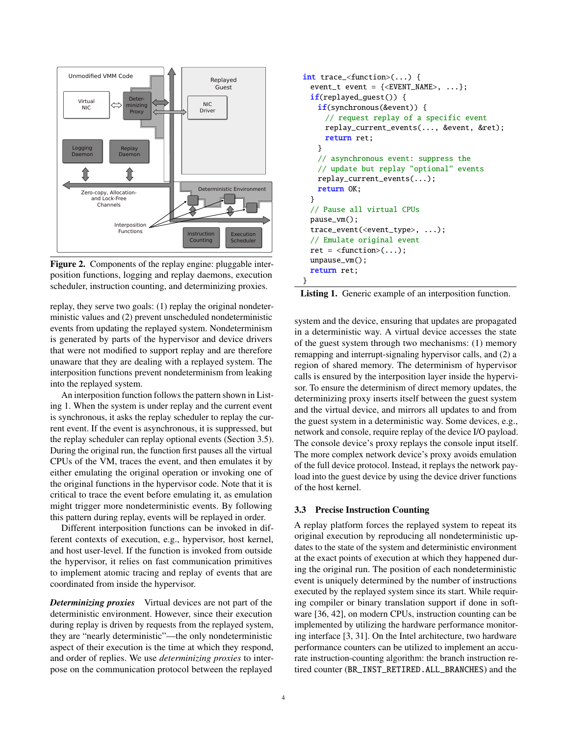Figure 2. Components of the replay engine: pluggable interposition functions, logging and replay daemons, execution scheduler, instruction counting, and determinizing proxies.

```
int trace_<function>(...) {
  event_t event = {<EVENT_NAME>, ...};
  if(replayed_guest()) {
    if(synchronous(&event)) {
      // request replay of a specific event
      replay_current_events(..., &event, &ret);
      return ret;
    }
    // asynchronous event: suppress the
    // update but replay "optional" events
    replay_current_events(...);
    return OK;
  }
  // Pause all virtual CPUs
  pause_vm();
  trace_event(<event_type>, ...);
  // Emulate original event
  ret = <function>(...);
  unpause_vm();
  return ret;
}
```

Listing 1. Generic example of an interposition function.

replay, they serve two goals: (1) replay the original nondeterministic values and (2) prevent unscheduled nondeterministic events from updating the replayed system. Nondeterminism is generated by parts of the hypervisor and device drivers that were not modified to support replay and are therefore unaware that they are dealing with a replayed system. The interposition functions prevent nondeterminism from leaking into the replayed system.

An interposition function follows the pattern shown in Listing 1. When the system is under replay and the current event is synchronous, it asks the replay scheduler to replay the current event. If the event is asynchronous, it is suppressed, but the replay scheduler can replay optional events (Section 3.5). During the original run, the function first pauses all the virtual CPUs of the VM, traces the event, and then emulates it by either emulating the original operation or invoking one of the original functions in the hypervisor code. Note that it is critical to trace the event before emulating it, as emulation might trigger more nondeterministic events. By following this pattern during replay, events will be replayed in order.

Different interposition functions can be invoked in different contexts, e.g., hypervisor, host kernel, and host user-level. If the function is invoked from outside the hypervisor, it relies on fast communication primitives to implement atomic tracing and replay of events that are coordinated from inside the hypervisor.

***Determinizing proxies*** Virtual devices are not part of the deterministic environment. However, since their execution during replay is driven by requests from the replayed system, they are "nearly deterministic"—the only nondeterministic aspect of their execution is the time at which they respond, and order of replies. We use *determinizing proxies* to interpose on the communication protocol between the replayed system and the device, ensuring that updates are propagated in a deterministic way. A virtual device accesses the state of the guest system through two mechanisms: (1) memory remapping and interrupt-signaling hypervisor calls, and (2) a region of shared memory. The determinism of hypervisor calls is ensured by the interposition layer inside the hypervisor. To ensure the determinism of direct memory updates, the determinizing proxy inserts itself between the guest system and the virtual device, and mirrors all updates to and from the guest system in a deterministic way. Some devices, e.g., network and console, require replay of the device I/O payload. The console device's proxy replays the console input itself. The more complex network device's proxy avoids emulation of the full device protocol. Instead, it replays the network payload into the guest device by using the device driver functions of the host kernel.

### 3.3 Precise Instruction Counting

A replay platform forces the replayed system to repeat its original execution by reproducing all nondeterministic updates to the state of the system and deterministic environment at the exact points of execution at which they happened during the original run. The position of each nondeterministic event is uniquely determined by the number of instructions executed by the replayed system since its start. While requiring compiler or binary translation support if done in software [36, 42], on modern CPUs, instruction counting can be implemented by utilizing the hardware performance monitoring interface [3, 31]. On the Intel architecture, two hardware performance counters can be utilized to implement an accurate instruction-counting algorithm: the branch instruction retired counter (BR_INST_RETIRED.ALL_BRANCHES) and the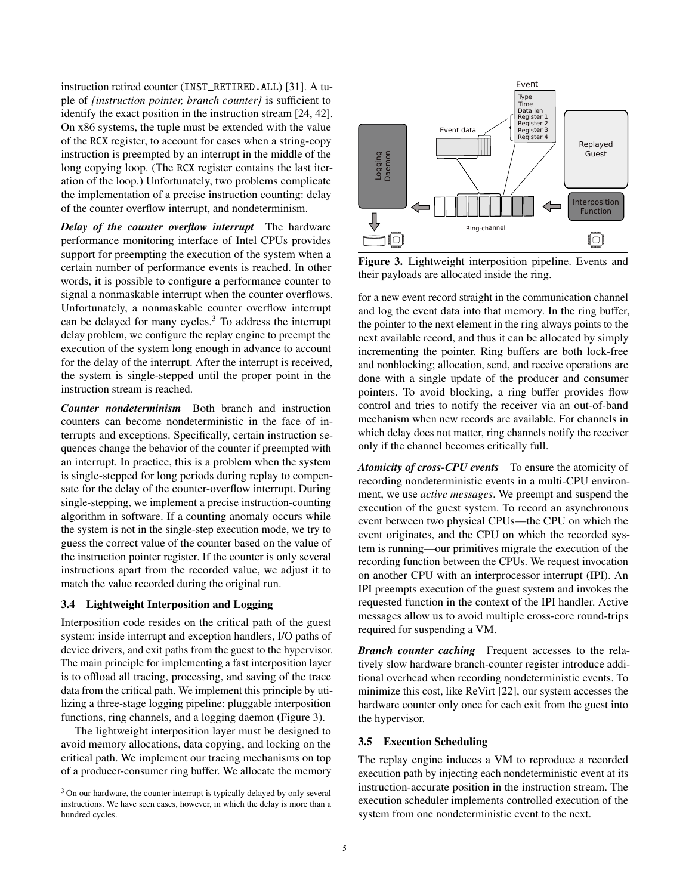instruction retired counter (INST_RETIRED.ALL) [31]. A tuple of *{instruction pointer, branch counter}* is sufficient to identify the exact position in the instruction stream [24, 42]. On x86 systems, the tuple must be extended with the value of the RCX register, to account for cases when a string-copy instruction is preempted by an interrupt in the middle of the long copying loop. (The RCX register contains the last iteration of the loop.) Unfortunately, two problems complicate the implementation of a precise instruction counting: delay of the counter overflow interrupt, and nondeterminism.

***Delay of the counter overflow interrupt*** The hardware performance monitoring interface of Intel CPUs provides support for preempting the execution of the system when a certain number of performance events is reached. In other words, it is possible to configure a performance counter to signal a nonmaskable interrupt when the counter overflows. Unfortunately, a nonmaskable counter overflow interrupt can be delayed for many cycles.[3] To address the interrupt delay problem, we configure the replay engine to preempt the execution of the system long enough in advance to account for the delay of the interrupt. After the interrupt is received, the system is single-stepped until the proper point in the instruction stream is reached.

***Counter nondeterminism*** Both branch and instruction counters can become nondeterministic in the face of interrupts and exceptions. Specifically, certain instruction sequences change the behavior of the counter if preempted with an interrupt. In practice, this is a problem when the system is single-stepped for long periods during replay to compensate for the delay of the counter-overflow interrupt. During single-stepping, we implement a precise instruction-counting algorithm in software. If a counting anomaly occurs while the system is not in the single-step execution mode, we try to guess the correct value of the counter based on the value of the instruction pointer register. If the counter is only several instructions apart from the recorded value, we adjust it to match the value recorded during the original run.

### 3.4 Lightweight Interposition and Logging

Interposition code resides on the critical path of the guest system: inside interrupt and exception handlers, I/O paths of device drivers, and exit paths from the guest to the hypervisor. The main principle for implementing a fast interposition layer is to offload all tracing, processing, and saving of the trace data from the critical path. We implement this principle by utilizing a three-stage logging pipeline: pluggable interposition functions, ring channels, and a logging daemon (Figure 3).

The lightweight interposition layer must be designed to avoid memory allocations, data copying, and locking on the critical path. We implement our tracing mechanisms on top of a producer-consumer ring buffer. We allocate the memory for a new event record straight in the communication channel and log the event data into that memory. In the ring buffer, the pointer to the next element in the ring always points to the next available record, and thus it can be allocated by simply incrementing the pointer. Ring buffers are both lock-free and nonblocking; allocation, send, and receive operations are done with a single update of the producer and consumer pointers. To avoid blocking, a ring buffer provides flow control and tries to notify the receiver via an out-of-band mechanism when new records are available. For channels in which delay does not matter, ring channels notify the receiver only if the channel becomes critically full.

**Figure 3.** Lightweight interposition pipeline. Events and their payloads are allocated inside the ring.

***Atomicity of cross-CPU events*** To ensure the atomicity of recording nondeterministic events in a multi-CPU environment, we use *active messages*. We preempt and suspend the execution of the guest system. To record an asynchronous event between two physical CPUs—the CPU on which the event originates, and the CPU on which the recorded system is running—our primitives migrate the execution of the recording function between the CPUs. We request invocation on another CPU with an interprocessor interrupt (IPI). An IPI preempts execution of the guest system and invokes the requested function in the context of the IPI handler. Active messages allow us to avoid multiple cross-core round-trips required for suspending a VM.

***Branch counter caching*** Frequent accesses to the relatively slow hardware branch-counter register introduce additional overhead when recording nondeterministic events. To minimize this cost, like ReVirt [22], our system accesses the hardware counter only once for each exit from the guest into the hypervisor.

### 3.5 Execution Scheduling

The replay engine induces a VM to reproduce a recorded execution path by injecting each nondeterministic event at its instruction-accurate position in the instruction stream. The execution scheduler implements controlled execution of the system from one nondeterministic event to the next.

[3] On our hardware, the counter interrupt is typically delayed by only several instructions. We have seen cases, however, in which the delay is more than a hundred cycles.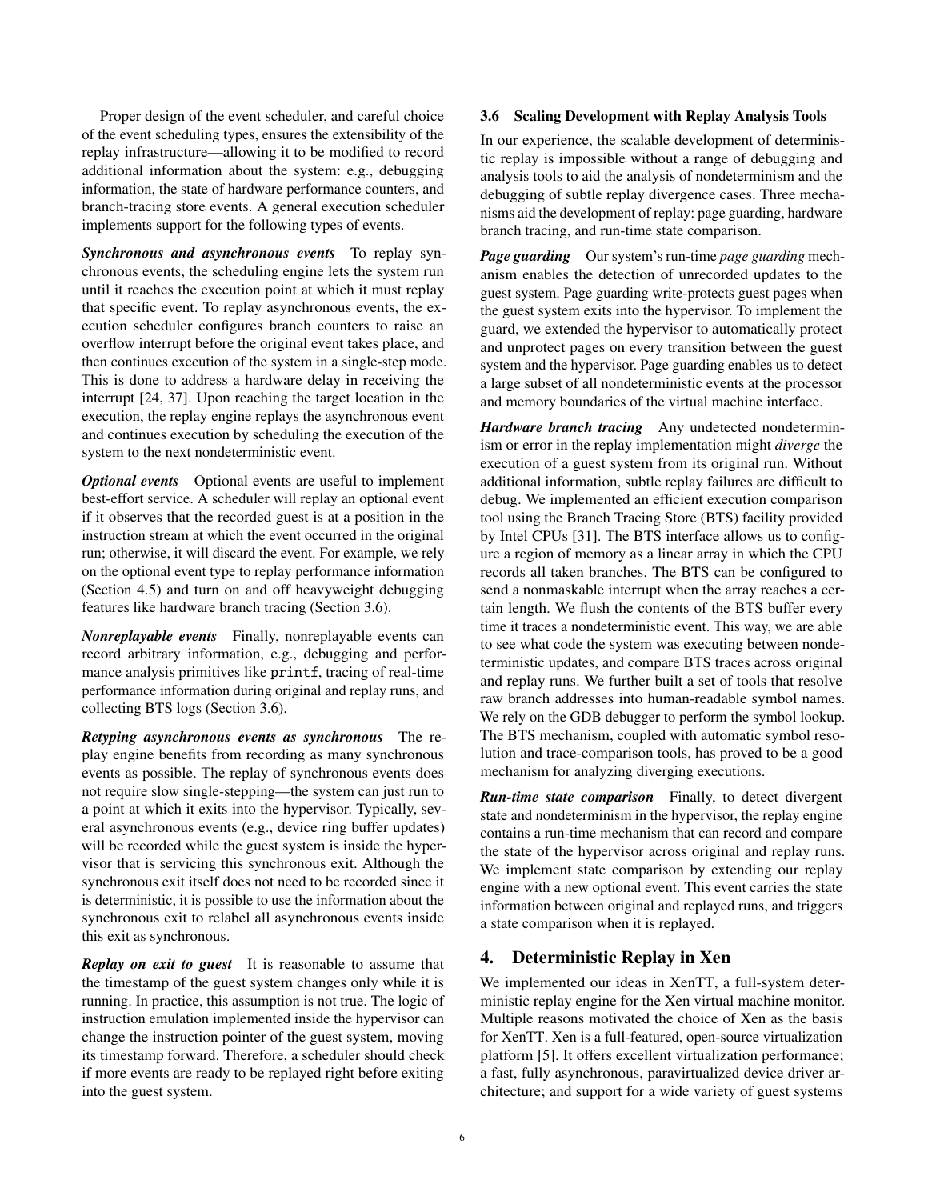Proper design of the event scheduler, and careful choice of the event scheduling types, ensures the extensibility of the replay infrastructure—allowing it to be modified to record additional information about the system: e.g., debugging information, the state of hardware performance counters, and branch-tracing store events. A general execution scheduler implements support for the following types of events.

***Synchronous and asynchronous events*** To replay synchronous events, the scheduling engine lets the system run until it reaches the execution point at which it must replay that specific event. To replay asynchronous events, the execution scheduler configures branch counters to raise an overflow interrupt before the original event takes place, and then continues execution of the system in a single-step mode. This is done to address a hardware delay in receiving the interrupt [24, 37]. Upon reaching the target location in the execution, the replay engine replays the asynchronous event and continues execution by scheduling the execution of the system to the next nondeterministic event.

***Optional events*** Optional events are useful to implement best-effort service. A scheduler will replay an optional event if it observes that the recorded guest is at a position in the instruction stream at which the event occurred in the original run; otherwise, it will discard the event. For example, we rely on the optional event type to replay performance information (Section 4.5) and turn on and off heavyweight debugging features like hardware branch tracing (Section 3.6).

***Nonreplayable events*** Finally, nonreplayable events can record arbitrary information, e.g., debugging and performance analysis primitives like `printf`, tracing of real-time performance information during original and replay runs, and collecting BTS logs (Section 3.6).

***Retyping asynchronous events as synchronous*** The replay engine benefits from recording as many synchronous events as possible. The replay of synchronous events does not require slow single-stepping—the system can just run to a point at which it exits into the hypervisor. Typically, several asynchronous events (e.g., device ring buffer updates) will be recorded while the guest system is inside the hypervisor that is servicing this synchronous exit. Although the synchronous exit itself does not need to be recorded since it is deterministic, it is possible to use the information about the synchronous exit to relabel all asynchronous events inside this exit as synchronous.

***Replay on exit to guest*** It is reasonable to assume that the timestamp of the guest system changes only while it is running. In practice, this assumption is not true. The logic of instruction emulation implemented inside the hypervisor can change the instruction pointer of the guest system, moving its timestamp forward. Therefore, a scheduler should check if more events are ready to be replayed right before exiting into the guest system.

### 3.6 Scaling Development with Replay Analysis Tools

In our experience, the scalable development of deterministic replay is impossible without a range of debugging and analysis tools to aid the analysis of nondeterminism and the debugging of subtle replay divergence cases. Three mechanisms aid the development of replay: page guarding, hardware branch tracing, and run-time state comparison.

***Page guarding*** Our system's run-time *page guarding* mechanism enables the detection of unrecorded updates to the guest system. Page guarding write-protects guest pages when the guest system exits into the hypervisor. To implement the guard, we extended the hypervisor to automatically protect and unprotect pages on every transition between the guest system and the hypervisor. Page guarding enables us to detect a large subset of all nondeterministic events at the processor and memory boundaries of the virtual machine interface.

***Hardware branch tracing*** Any undetected nondeterminism or error in the replay implementation might *diverge* the execution of a guest system from its original run. Without additional information, subtle replay failures are difficult to debug. We implemented an efficient execution comparison tool using the Branch Tracing Store (BTS) facility provided by Intel CPUs [31]. The BTS interface allows us to configure a region of memory as a linear array in which the CPU records all taken branches. The BTS can be configured to send a nonmaskable interrupt when the array reaches a certain length. We flush the contents of the BTS buffer every time it traces a nondeterministic event. This way, we are able to see what code the system was executing between nondeterministic updates, and compare BTS traces across original and replay runs. We further built a set of tools that resolve raw branch addresses into human-readable symbol names. We rely on the GDB debugger to perform the symbol lookup. The BTS mechanism, coupled with automatic symbol resolution and trace-comparison tools, has proved to be a good mechanism for analyzing diverging executions.

***Run-time state comparison*** Finally, to detect divergent state and nondeterminism in the hypervisor, the replay engine contains a run-time mechanism that can record and compare the state of the hypervisor across original and replay runs. We implement state comparison by extending our replay engine with a new optional event. This event carries the state information between original and replayed runs, and triggers a state comparison when it is replayed.

## 4. Deterministic Replay in Xen

We implemented our ideas in XenTT, a full-system deterministic replay engine for the Xen virtual machine monitor. Multiple reasons motivated the choice of Xen as the basis for XenTT. Xen is a full-featured, open-source virtualization platform [5]. It offers excellent virtualization performance; a fast, fully asynchronous, paravirtualized device driver architecture; and support for a wide variety of guest systems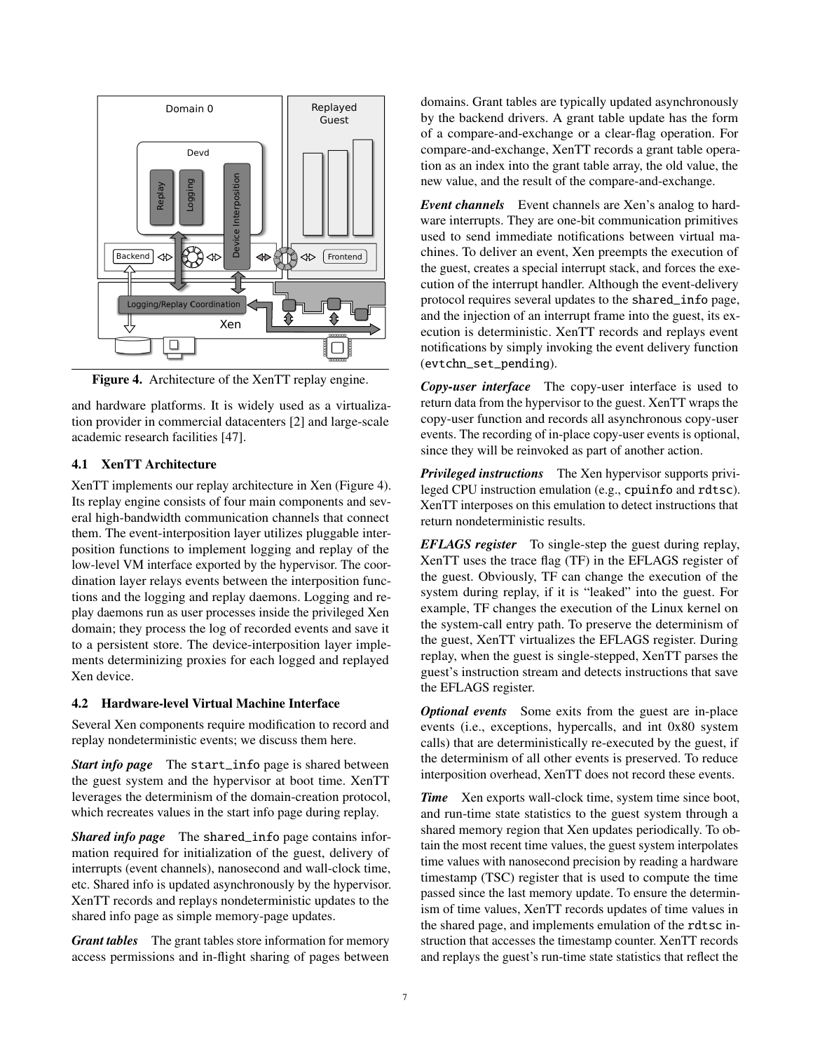Figure 4. Architecture of the XenTT replay engine.

and hardware platforms. It is widely used as a virtualization provider in commercial datacenters [2] and large-scale academic research facilities [47].

### 4.1 XenTT Architecture

XenTT implements our replay architecture in Xen (Figure 4). Its replay engine consists of four main components and several high-bandwidth communication channels that connect them. The event-interposition layer utilizes pluggable interposition functions to implement logging and replay of the low-level VM interface exported by the hypervisor. The coordination layer relays events between the interposition functions and the logging and replay daemons. Logging and replay daemons run as user processes inside the privileged Xen domain; they process the log of recorded events and save it to a persistent store. The device-interposition layer implements determinizing proxies for each logged and replayed Xen device.

### 4.2 Hardware-level Virtual Machine Interface

Several Xen components require modification to record and replay nondeterministic events; we discuss them here.

***Start info page*** The `start_info` page is shared between the guest system and the hypervisor at boot time. XenTT leverages the determinism of the domain-creation protocol, which recreates values in the start info page during replay.

***Shared info page*** The `shared_info` page contains information required for initialization of the guest, delivery of interrupts (event channels), nanosecond and wall-clock time, etc. Shared info is updated asynchronously by the hypervisor. XenTT records and replays nondeterministic updates to the shared info page as simple memory-page updates.

***Grant tables*** The grant tables store information for memory access permissions and in-flight sharing of pages between domains. Grant tables are typically updated asynchronously by the backend drivers. A grant table update has the form of a compare-and-exchange or a clear-flag operation. For compare-and-exchange, XenTT records a grant table operation as an index into the grant table array, the old value, the new value, and the result of the compare-and-exchange.

***Event channels*** Event channels are Xen's analog to hardware interrupts. They are one-bit communication primitives used to send immediate notifications between virtual machines. To deliver an event, Xen preempts the execution of the guest, creates a special interrupt stack, and forces the execution of the interrupt handler. Although the event-delivery protocol requires several updates to the `shared_info` page, and the injection of an interrupt frame into the guest, its execution is deterministic. XenTT records and replays event notifications by simply invoking the event delivery function (`evtchn_set_pending`).

***Copy-user interface*** The copy-user interface is used to return data from the hypervisor to the guest. XenTT wraps the copy-user function and records all asynchronous copy-user events. The recording of in-place copy-user events is optional, since they will be reinvoked as part of another action.

***Privileged instructions*** The Xen hypervisor supports privileged CPU instruction emulation (e.g., `cpuinfo` and `rdtsc`). XenTT interposes on this emulation to detect instructions that return nondeterministic results.

***EFLAGS register*** To single-step the guest during replay, XenTT uses the trace flag (TF) in the EFLAGS register of the guest. Obviously, TF can change the execution of the system during replay, if it is "leaked" into the guest. For example, TF changes the execution of the Linux kernel on the system-call entry path. To preserve the determinism of the guest, XenTT virtualizes the EFLAGS register. During replay, when the guest is single-stepped, XenTT parses the guest's instruction stream and detects instructions that save the EFLAGS register.

***Optional events*** Some exits from the guest are in-place events (i.e., exceptions, hypercalls, and int 0x80 system calls) that are deterministically re-executed by the guest, if the determinism of all other events is preserved. To reduce interposition overhead, XenTT does not record these events.

***Time*** Xen exports wall-clock time, system time since boot, and run-time state statistics to the guest system through a shared memory region that Xen updates periodically. To obtain the most recent time values, the guest system interpolates time values with nanosecond precision by reading a hardware timestamp (TSC) register that is used to compute the time passed since the last memory update. To ensure the determinism of time values, XenTT records updates of time values in the shared page, and implements emulation of the `rdtsc` instruction that accesses the timestamp counter. XenTT records and replays the guest's run-time state statistics that reflect the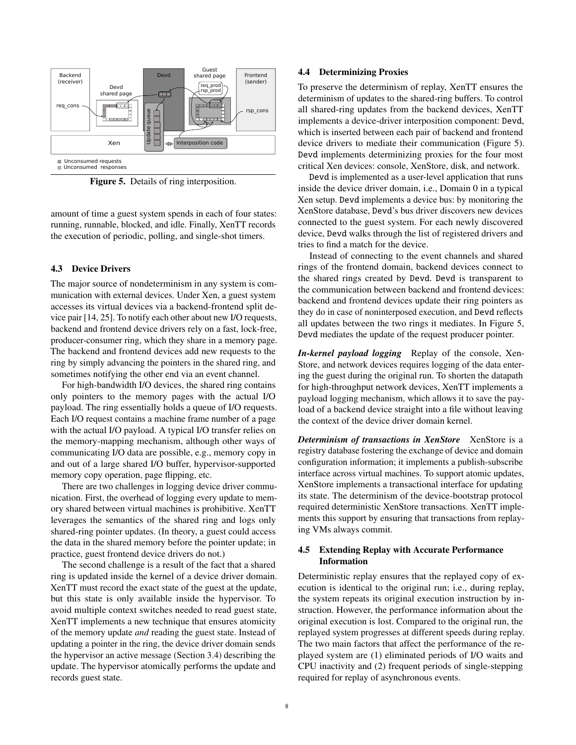Figure 5. Details of ring interposition.

amount of time a guest system spends in each of four states: running, runnable, blocked, and idle. Finally, XenTT records the execution of periodic, polling, and single-shot timers.

### 4.3 Device Drivers

The major source of nondeterminism in any system is communication with external devices. Under Xen, a guest system accesses its virtual devices via a backend-frontend split device pair [14, 25]. To notify each other about new I/O requests, backend and frontend device drivers rely on a fast, lock-free, producer-consumer ring, which they share in a memory page. The backend and frontend devices add new requests to the ring by simply advancing the pointers in the shared ring, and sometimes notifying the other end via an event channel.

For high-bandwidth I/O devices, the shared ring contains only pointers to the memory pages with the actual I/O payload. The ring essentially holds a queue of I/O requests. Each I/O request contains a machine frame number of a page with the actual I/O payload. A typical I/O transfer relies on the memory-mapping mechanism, although other ways of communicating I/O data are possible, e.g., memory copy in and out of a large shared I/O buffer, hypervisor-supported memory copy operation, page flipping, etc.

There are two challenges in logging device driver communication. First, the overhead of logging every update to memory shared between virtual machines is prohibitive. XenTT leverages the semantics of the shared ring and logs only shared-ring pointer updates. (In theory, a guest could access the data in the shared memory before the pointer update; in practice, guest frontend device drivers do not.)

The second challenge is a result of the fact that a shared ring is updated inside the kernel of a device driver domain. XenTT must record the exact state of the guest at the update, but this state is only available inside the hypervisor. To avoid multiple context switches needed to read guest state, XenTT implements a new technique that ensures atomicity of the memory update *and* reading the guest state. Instead of updating a pointer in the ring, the device driver domain sends the hypervisor an active message (Section 3.4) describing the update. The hypervisor atomically performs the update and records guest state.

### 4.4 Determinizing Proxies

To preserve the determinism of replay, XenTT ensures the determinism of updates to the shared-ring buffers. To control all shared-ring updates from the backend devices, XenTT implements a device-driver interposition component: `Devd`, which is inserted between each pair of backend and frontend device drivers to mediate their communication (Figure 5). `Devd` implements determinizing proxies for the four most critical Xen devices: console, XenStore, disk, and network.

`Devd` is implemented as a user-level application that runs inside the device driver domain, i.e., Domain 0 in a typical Xen setup. `Devd` implements a device bus: by monitoring the XenStore database, `Devd`'s bus driver discovers new devices connected to the guest system. For each newly discovered device, `Devd` walks through the list of registered drivers and tries to find a match for the device.

Instead of connecting to the event channels and shared rings of the frontend domain, backend devices connect to the shared rings created by `Devd`. `Devd` is transparent to the communication between backend and frontend devices: backend and frontend devices update their ring pointers as they do in case of noninterposed execution, and `Devd` reflects all updates between the two rings it mediates. In Figure 5, `Devd` mediates the update of the request producer pointer.

***In-kernel payload logging*** Replay of the console, XenStore, and network devices requires logging of the data entering the guest during the original run. To shorten the datapath for high-throughput network devices, XenTT implements a payload logging mechanism, which allows it to save the payload of a backend device straight into a file without leaving the context of the device driver domain kernel.

***Determinism of transactions in XenStore*** XenStore is a registry database fostering the exchange of device and domain configuration information; it implements a publish-subscribe interface across virtual machines. To support atomic updates, XenStore implements a transactional interface for updating its state. The determinism of the device-bootstrap protocol required deterministic XenStore transactions. XenTT implements this support by ensuring that transactions from replaying VMs always commit.

### 4.5 Extending Replay with Accurate Performance Information

Deterministic replay ensures that the replayed copy of execution is identical to the original run; i.e., during replay, the system repeats its original execution instruction by instruction. However, the performance information about the original execution is lost. Compared to the original run, the replayed system progresses at different speeds during replay. The two main factors that affect the performance of the replayed system are (1) eliminated periods of I/O waits and CPU inactivity and (2) frequent periods of single-stepping required for replay of asynchronous events.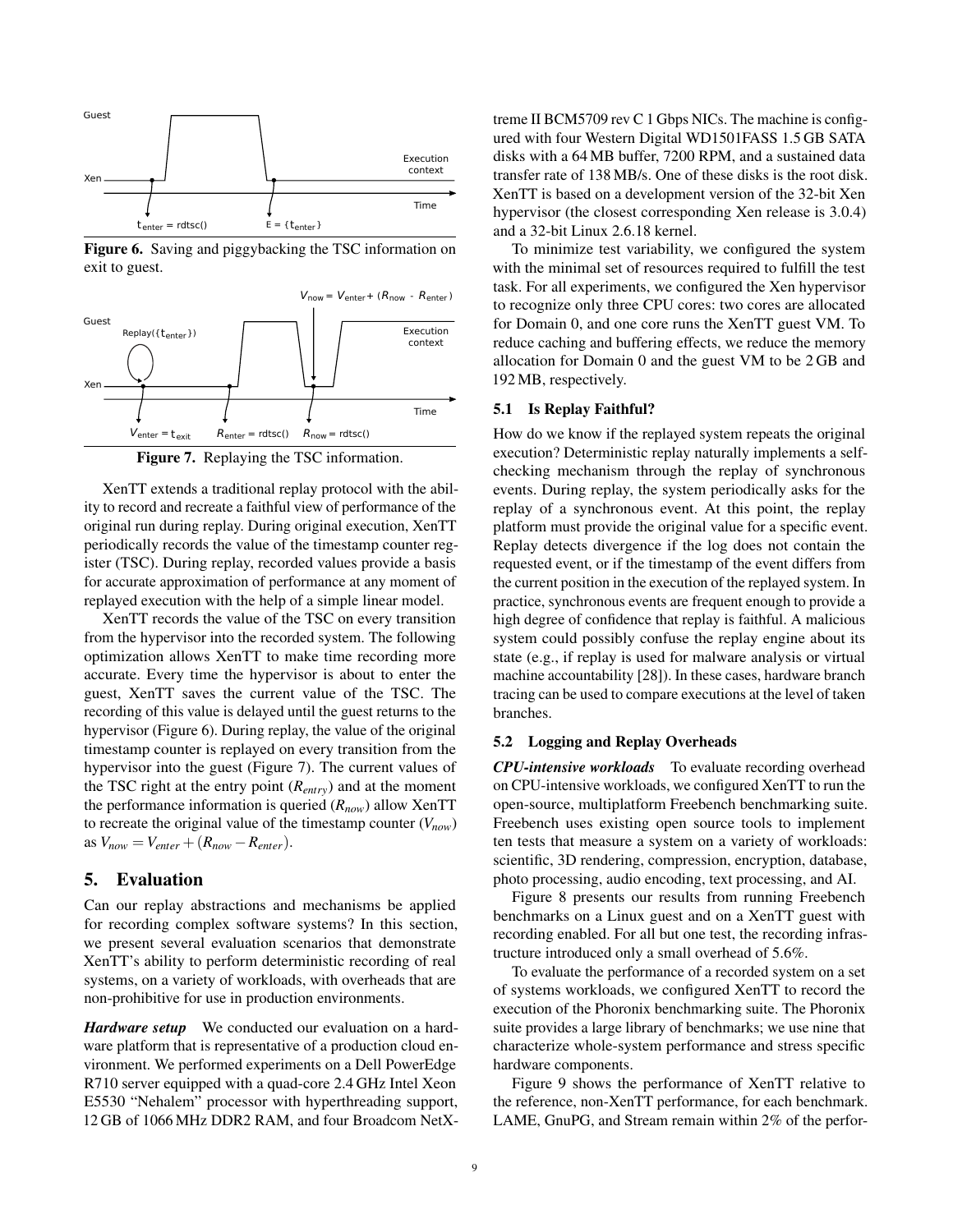Figure 6. Saving and piggybacking the TSC information on exit to guest.

Figure 7. Replaying the TSC information.

XenTT extends a traditional replay protocol with the ability to record and recreate a faithful view of performance of the original run during replay. During original execution, XenTT periodically records the value of the timestamp counter register (TSC). During replay, recorded values provide a basis for accurate approximation of performance at any moment of replayed execution with the help of a simple linear model.

XenTT records the value of the TSC on every transition from the hypervisor into the recorded system. The following optimization allows XenTT to make time recording more accurate. Every time the hypervisor is about to enter the guest, XenTT saves the current value of the TSC. The recording of this value is delayed until the guest returns to the hypervisor (Figure 6). During replay, the value of the original timestamp counter is replayed on every transition from the hypervisor into the guest (Figure 7). The current values of the TSC right at the entry point ($R_{entry}$) and at the moment the performance information is queried ($R_{now}$) allow XenTT to recreate the original value of the timestamp counter ($V_{now}$) as $V_{now} = V_{enter} + (R_{now} - R_{enter})$.

## 5. Evaluation

Can our replay abstractions and mechanisms be applied for recording complex software systems? In this section, we present several evaluation scenarios that demonstrate XenTT's ability to perform deterministic recording of real systems, on a variety of workloads, with overheads that are non-prohibitive for use in production environments.

***Hardware setup*** We conducted our evaluation on a hardware platform that is representative of a production cloud environment. We performed experiments on a Dell PowerEdge R710 server equipped with a quad-core 2.4 GHz Intel Xeon E5530 "Nehalem" processor with hyperthreading support, 12 GB of 1066 MHz DDR2 RAM, and four Broadcom NetXtreme II BCM5709 rev C 1 Gbps NICs. The machine is configured with four Western Digital WD1501FASS 1.5 GB SATA disks with a 64 MB buffer, 7200 RPM, and a sustained data transfer rate of 138 MB/s. One of these disks is the root disk. XenTT is based on a development version of the 32-bit Xen hypervisor (the closest corresponding Xen release is 3.0.4) and a 32-bit Linux 2.6.18 kernel.

To minimize test variability, we configured the system with the minimal set of resources required to fulfill the test task. For all experiments, we configured the Xen hypervisor to recognize only three CPU cores: two cores are allocated for Domain 0, and one core runs the XenTT guest VM. To reduce caching and buffering effects, we reduce the memory allocation for Domain 0 and the guest VM to be 2 GB and 192 MB, respectively.

### 5.1 Is Replay Faithful?

How do we know if the replayed system repeats the original execution? Deterministic replay naturally implements a self-checking mechanism through the replay of synchronous events. During replay, the system periodically asks for the replay of a synchronous event. At this point, the replay platform must provide the original value for a specific event. Replay detects divergence if the log does not contain the requested event, or if the timestamp of the event differs from the current position in the execution of the replayed system. In practice, synchronous events are frequent enough to provide a high degree of confidence that replay is faithful. A malicious system could possibly confuse the replay engine about its state (e.g., if replay is used for malware analysis or virtual machine accountability [28]). In these cases, hardware branch tracing can be used to compare executions at the level of taken branches.

### 5.2 Logging and Replay Overheads

***CPU-intensive workloads*** To evaluate recording overhead on CPU-intensive workloads, we configured XenTT to run the open-source, multiplatform Freebench benchmarking suite. Freebench uses existing open source tools to implement ten tests that measure a system on a variety of workloads: scientific, 3D rendering, compression, encryption, database, photo processing, audio encoding, text processing, and AI.

Figure 8 presents our results from running Freebench benchmarks on a Linux guest and on a XenTT guest with recording enabled. For all but one test, the recording infrastructure introduced only a small overhead of 5.6%.

To evaluate the performance of a recorded system on a set of systems workloads, we configured XenTT to record the execution of the Phoronix benchmarking suite. The Phoronix suite provides a large library of benchmarks; we use nine that characterize whole-system performance and stress specific hardware components.

Figure 9 shows the performance of XenTT relative to the reference, non-XenTT performance, for each benchmark. LAME, GnuPG, and Stream remain within 2% of the perfor-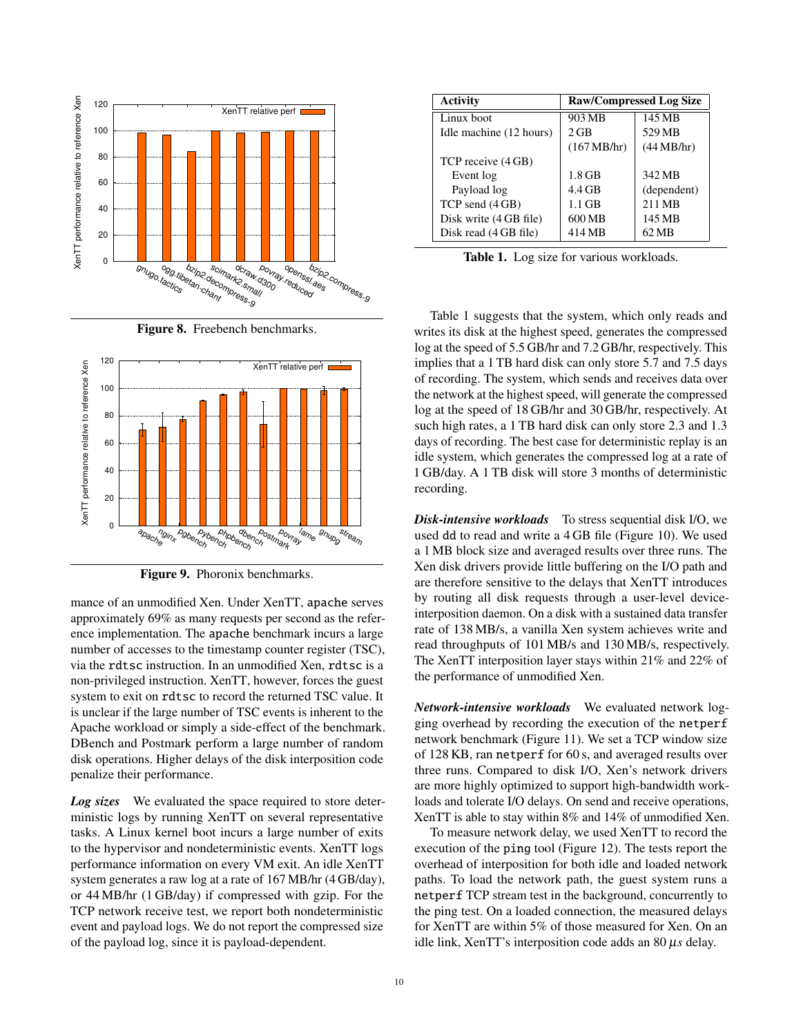Figure 8. Freebench benchmarks.

Figure 9. Phoronix benchmarks.

mance of an unmodified Xen. Under XenTT, apache serves approximately 69% as many requests per second as the reference implementation. The apache benchmark incurs a large number of accesses to the timestamp counter register (TSC), via the rdtsc instruction. In an unmodified Xen, rdtsc is a non-privileged instruction. XenTT, however, forces the guest system to exit on rdtsc to record the returned TSC value. It is unclear if the large number of TSC events is inherent to the Apache workload or simply a side-effect of the benchmark. DBench and Postmark perform a large number of random disk operations. Higher delays of the disk interposition code penalize their performance.

***Log sizes*** We evaluated the space required to store deterministic logs by running XenTT on several representative tasks. A Linux kernel boot incurs a large number of exits to the hypervisor and nondeterministic events. XenTT logs performance information on every VM exit. An idle XenTT system generates a raw log at a rate of 167 MB/hr (4 GB/day), or 44 MB/hr (1 GB/day) if compressed with gzip. For the TCP network receive test, we report both nondeterministic event and payload logs. We do not report the compressed size of the payload log, since it is payload-dependent.

| Activity | Raw/Compressed Log Size | |
|---|---|---|
| Linux boot | 903 MB | 145 MB |
| Idle machine (12 hours) | 2 GB | 529 MB |
| | (167 MB/hr) | (44 MB/hr) |
| TCP receive (4 GB) | | |
| Event log | 1.8 GB | 342 MB |
| Payload log | 4.4 GB | (dependent) |
| TCP send (4 GB) | 1.1 GB | 211 MB |
| Disk write (4 GB file) | 600 MB | 145 MB |
| Disk read (4 GB file) | 414 MB | 62 MB |

**Table 1.** Log size for various workloads.

Table 1 suggests that the system, which only reads and writes its disk at the highest speed, generates the compressed log at the speed of 5.5 GB/hr and 7.2 GB/hr, respectively. This implies that a 1 TB hard disk can only store 5.7 and 7.5 days of recording. The system, which sends and receives data over the network at the highest speed, will generate the compressed log at the speed of 18 GB/hr and 30 GB/hr, respectively. At such high rates, a 1 TB hard disk can only store 2.3 and 1.3 days of recording. The best case for deterministic replay is an idle system, which generates the compressed log at a rate of 1 GB/day. A 1 TB disk will store 3 months of deterministic recording.

***Disk-intensive workloads*** To stress sequential disk I/O, we used dd to read and write a 4 GB file (Figure 10). We used a 1 MB block size and averaged results over three runs. The Xen disk drivers provide little buffering on the I/O path and are therefore sensitive to the delays that XenTT introduces by routing all disk requests through a user-level device-interposition daemon. On a disk with a sustained data transfer rate of 138 MB/s, a vanilla Xen system achieves write and read throughputs of 101 MB/s and 130 MB/s, respectively. The XenTT interposition layer stays within 21% and 22% of the performance of unmodified Xen.

***Network-intensive workloads*** We evaluated network logging overhead by recording the execution of the netperf network benchmark (Figure 11). We set a TCP window size of 128 KB, ran netperf for 60 s, and averaged results over three runs. Compared to disk I/O, Xen's network drivers are more highly optimized to support high-bandwidth workloads and tolerate I/O delays. On send and receive operations, XenTT is able to stay within 8% and 14% of unmodified Xen.

To measure network delay, we used XenTT to record the execution of the ping tool (Figure 12). The tests report the overhead of interposition for both idle and loaded network paths. To load the network path, the guest system runs a netperf TCP stream test in the background, concurrently to the ping test. On a loaded connection, the measured delays for XenTT are within 5% of those measured for Xen. On an idle link, XenTT's interposition code adds an 80 $\mu s$ delay.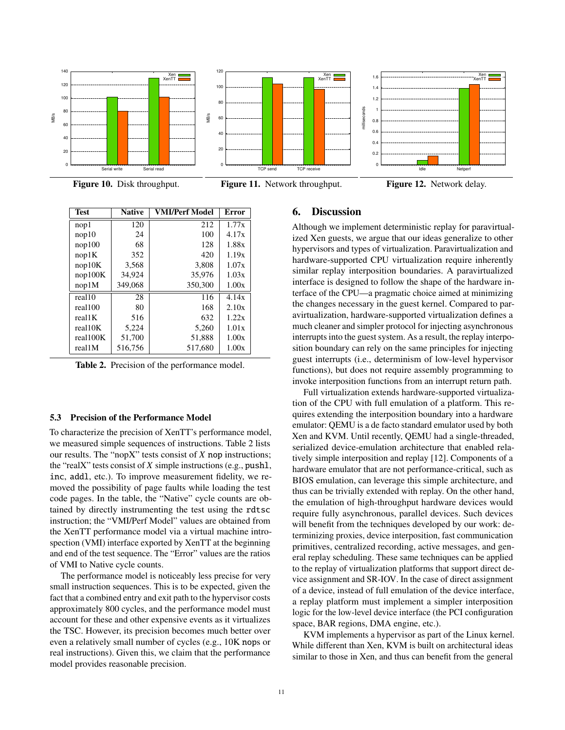Figure 10. Disk throughput.

Figure 11. Network throughput.

Figure 12. Network delay.

| Test | Native | VMI/Perf Model | Error |
|---|---|---|---|
| nop1 | 120 | 212 | 1.77x |
| nop10 | 24 | 100 | 4.17x |
| nop100 | 68 | 128 | 1.88x |
| nop1K | 352 | 420 | 1.19x |
| nop10K | 3,568 | 3,808 | 1.07x |
| nop100K | 34,924 | 35,976 | 1.03x |
| nop1M | 349,068 | 350,300 | 1.00x |
| real10 | 28 | 116 | 4.14x |
| real100 | 80 | 168 | 2.10x |
| real1K | 516 | 632 | 1.22x |
| real10K | 5,224 | 5,260 | 1.01x |
| real100K | 51,700 | 51,888 | 1.00x |
| real1M | 516,756 | 517,680 | 1.00x |

**Table 2.** Precision of the performance model.

### 5.3 Precision of the Performance Model

To characterize the precision of XenTT's performance model, we measured simple sequences of instructions. Table 2 lists our results. The "nopX" tests consist of *X* nop instructions; the "realX" tests consist of *X* simple instructions (e.g., pushl, inc, addl, etc.). To improve measurement fidelity, we removed the possibility of page faults while loading the test code pages. In the table, the "Native" cycle counts are obtained by directly instrumenting the test using the rdtsc instruction; the "VMI/Perf Model" values are obtained from the XenTT performance model via a virtual machine introspection (VMI) interface exported by XenTT at the beginning and end of the test sequence. The "Error" values are the ratios of VMI to Native cycle counts.

The performance model is noticeably less precise for very small instruction sequences. This is to be expected, given the fact that a combined entry and exit path to the hypervisor costs approximately 800 cycles, and the performance model must account for these and other expensive events as it virtualizes the TSC. However, its precision becomes much better over even a relatively small number of cycles (e.g., 10K nops or real instructions). Given this, we claim that the performance model provides reasonable precision.

## 6. Discussion

Although we implement deterministic replay for paravirtualized Xen guests, we argue that our ideas generalize to other hypervisors and types of virtualization. Paravirtualization and hardware-supported CPU virtualization require inherently similar replay interposition boundaries. A paravirtualized interface is designed to follow the shape of the hardware interface of the CPU—a pragmatic choice aimed at minimizing the changes necessary in the guest kernel. Compared to paravirtualization, hardware-supported virtualization defines a much cleaner and simpler protocol for injecting asynchronous interrupts into the guest system. As a result, the replay interposition boundary can rely on the same principles for injecting guest interrupts (i.e., determinism of low-level hypervisor functions), but does not require assembly programming to invoke interposition functions from an interrupt return path.

Full virtualization extends hardware-supported virtualization of the CPU with full emulation of a platform. This requires extending the interposition boundary into a hardware emulator: QEMU is a de facto standard emulator used by both Xen and KVM. Until recently, QEMU had a single-threaded, serialized device-emulation architecture that enabled relatively simple interposition and replay [12]. Components of a hardware emulator that are not performance-critical, such as BIOS emulation, can leverage this simple architecture, and thus can be trivially extended with replay. On the other hand, the emulation of high-throughput hardware devices would require fully asynchronous, parallel devices. Such devices will benefit from the techniques developed by our work: determinizing proxies, device interposition, fast communication primitives, centralized recording, active messages, and general replay scheduling. These same techniques can be applied to the replay of virtualization platforms that support direct device assignment and SR-IOV. In the case of direct assignment of a device, instead of full emulation of the device interface, a replay platform must implement a simpler interposition logic for the low-level device interface (the PCI configuration space, BAR regions, DMA engine, etc.).

KVM implements a hypervisor as part of the Linux kernel. While different than Xen, KVM is built on architectural ideas similar to those in Xen, and thus can benefit from the general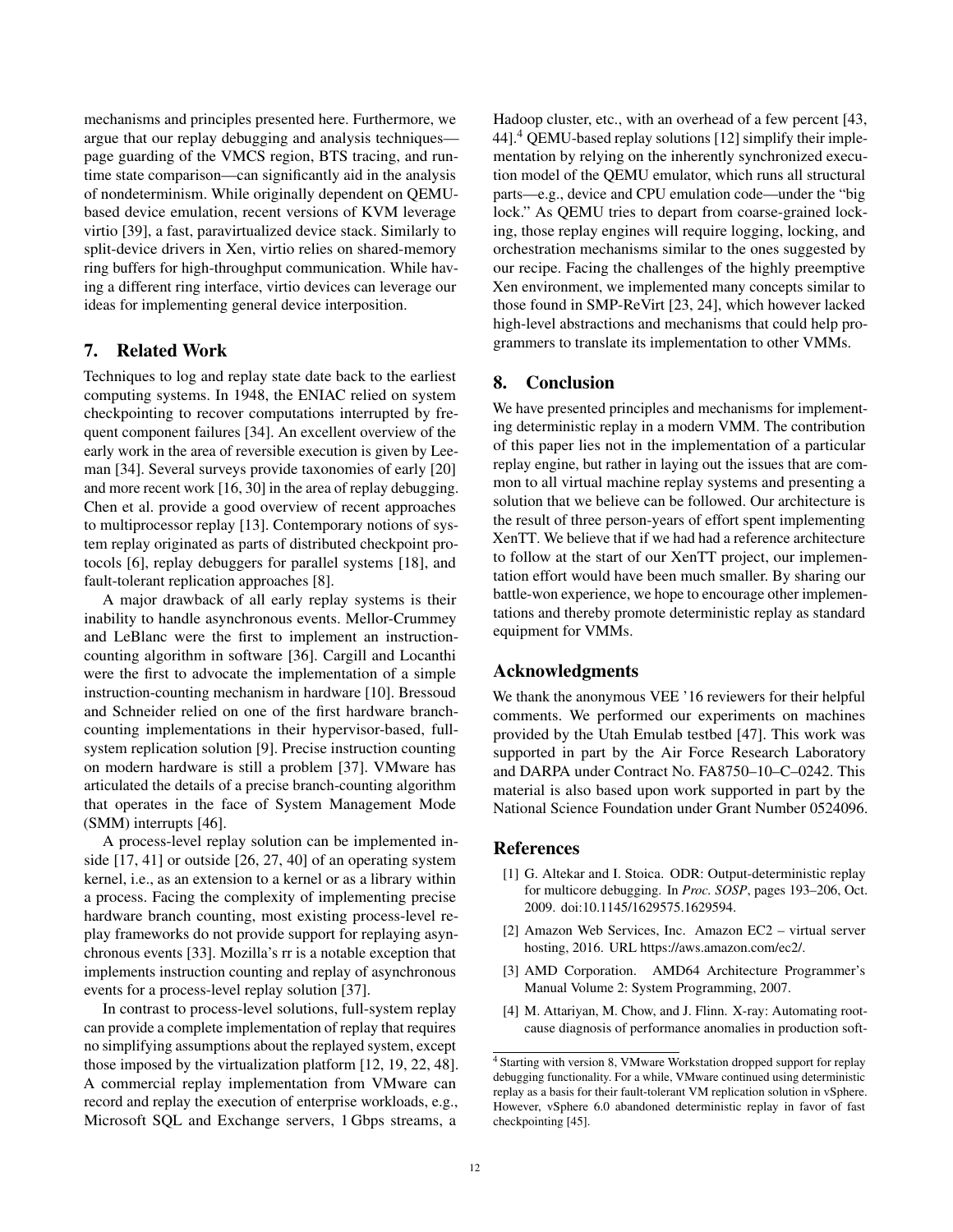mechanisms and principles presented here. Furthermore, we argue that our replay debugging and analysis techniques—page guarding of the VMCS region, BTS tracing, and runtime state comparison—can significantly aid in the analysis of nondeterminism. While originally dependent on QEMU-based device emulation, recent versions of KVM leverage virtio [39], a fast, paravirtualized device stack. Similarly to split-device drivers in Xen, virtio relies on shared-memory ring buffers for high-throughput communication. While having a different ring interface, virtio devices can leverage our ideas for implementing general device interposition.

## 7. Related Work

Techniques to log and replay state date back to the earliest computing systems. In 1948, the ENIAC relied on system checkpointing to recover computations interrupted by frequent component failures [34]. An excellent overview of the early work in the area of reversible execution is given by Leeman [34]. Several surveys provide taxonomies of early [20] and more recent work [16, 30] in the area of replay debugging. Chen et al. provide a good overview of recent approaches to multiprocessor replay [13]. Contemporary notions of system replay originated as parts of distributed checkpoint protocols [6], replay debuggers for parallel systems [18], and fault-tolerant replication approaches [8].

A major drawback of all early replay systems is their inability to handle asynchronous events. Mellor-Crummey and LeBlanc were the first to implement an instruction-counting algorithm in software [36]. Cargill and Locanthi were the first to advocate the implementation of a simple instruction-counting mechanism in hardware [10]. Bressoud and Schneider relied on one of the first hardware branch-counting implementations in their hypervisor-based, full-system replication solution [9]. Precise instruction counting on modern hardware is still a problem [37]. VMware has articulated the details of a precise branch-counting algorithm that operates in the face of System Management Mode (SMM) interrupts [46].

A process-level replay solution can be implemented inside [17, 41] or outside [26, 27, 40] of an operating system kernel, i.e., as an extension to a kernel or as a library within a process. Facing the complexity of implementing precise hardware branch counting, most existing process-level replay frameworks do not provide support for replaying asynchronous events [33]. Mozilla's rr is a notable exception that implements instruction counting and replay of asynchronous events for a process-level replay solution [37].

In contrast to process-level solutions, full-system replay can provide a complete implementation of replay that requires no simplifying assumptions about the replayed system, except those imposed by the virtualization platform [12, 19, 22, 48]. A commercial replay implementation from VMware can record and replay the execution of enterprise workloads, e.g., Microsoft SQL and Exchange servers, 1 Gbps streams, a Hadoop cluster, etc., with an overhead of a few percent [43, 44].[4] QEMU-based replay solutions [12] simplify their implementation by relying on the inherently synchronized execution model of the QEMU emulator, which runs all structural parts—e.g., device and CPU emulation code—under the "big lock." As QEMU tries to depart from coarse-grained locking, those replay engines will require logging, locking, and orchestration mechanisms similar to the ones suggested by our recipe. Facing the challenges of the highly preemptive Xen environment, we implemented many concepts similar to those found in SMP-ReVirt [23, 24], which however lacked high-level abstractions and mechanisms that could help programmers to translate its implementation to other VMMs.

## 8. Conclusion

We have presented principles and mechanisms for implementing deterministic replay in a modern VMM. The contribution of this paper lies not in the implementation of a particular replay engine, but rather in laying out the issues that are common to all virtual machine replay systems and presenting a solution that we believe can be followed. Our architecture is the result of three person-years of effort spent implementing XenTT. We believe that if we had had a reference architecture to follow at the start of our XenTT project, our implementation effort would have been much smaller. By sharing our battle-won experience, we hope to encourage other implementations and thereby promote deterministic replay as standard equipment for VMMs.

## Acknowledgments

We thank the anonymous VEE '16 reviewers for their helpful comments. We performed our experiments on machines provided by the Utah Emulab testbed [47]. This work was supported in part by the Air Force Research Laboratory and DARPA under Contract No. FA8750–10–C–0242. This material is also based upon work supported in part by the National Science Foundation under Grant Number 0524096.

## References

[1] G. Altekar and I. Stoica. ODR: Output-deterministic replay for multicore debugging. In *Proc. SOSP*, pages 193–206, Oct. 2009. doi:10.1145/1629575.1629594.

[2] Amazon Web Services, Inc. Amazon EC2 – virtual server hosting, 2016. URL https://aws.amazon.com/ec2/.

[3] AMD Corporation. AMD64 Architecture Programmer's Manual Volume 2: System Programming, 2007.

[4] M. Attariyan, M. Chow, and J. Flinn. X-ray: Automating root-cause diagnosis of performance anomalies in production soft-

[4] Starting with version 8, VMware Workstation dropped support for replay debugging functionality. For a while, VMware continued using deterministic replay as a basis for their fault-tolerant VM replication solution in vSphere. However, vSphere 6.0 abandoned deterministic replay in favor of fast checkpointing [45].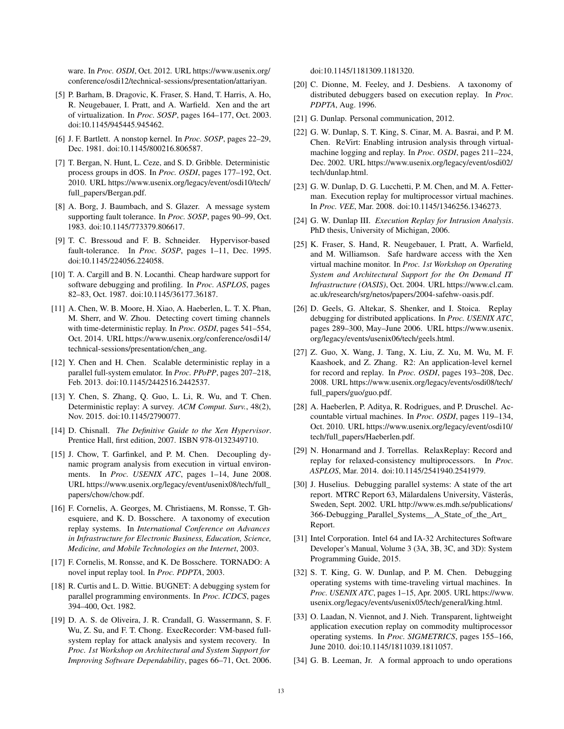ware. In *Proc. OSDI*, Oct. 2012. URL https://www.usenix.org/conference/osdi12/technical-sessions/presentation/attariyan.

[5] P. Barham, B. Dragovic, K. Fraser, S. Hand, T. Harris, A. Ho, R. Neugebauer, I. Pratt, and A. Warfield. Xen and the art of virtualization. In *Proc. SOSP*, pages 164–177, Oct. 2003. doi:10.1145/945445.945462.

[6] J. F. Bartlett. A nonstop kernel. In *Proc. SOSP*, pages 22–29, Dec. 1981. doi:10.1145/800216.806587.

[7] T. Bergan, N. Hunt, L. Ceze, and S. D. Gribble. Deterministic process groups in dOS. In *Proc. OSDI*, pages 177–192, Oct. 2010. URL https://www.usenix.org/legacy/event/osdi10/tech/full_papers/Bergan.pdf.

[8] A. Borg, J. Baumbach, and S. Glazer. A message system supporting fault tolerance. In *Proc. SOSP*, pages 90–99, Oct. 1983. doi:10.1145/773379.806617.

[9] T. C. Bressoud and F. B. Schneider. Hypervisor-based fault-tolerance. In *Proc. SOSP*, pages 1–11, Dec. 1995. doi:10.1145/224056.224058.

[10] T. A. Cargill and B. N. Locanthi. Cheap hardware support for software debugging and profiling. In *Proc. ASPLOS*, pages 82–83, Oct. 1987. doi:10.1145/36177.36187.

[11] A. Chen, W. B. Moore, H. Xiao, A. Haeberlen, L. T. X. Phan, M. Sherr, and W. Zhou. Detecting covert timing channels with time-deterministic replay. In *Proc. OSDI*, pages 541–554, Oct. 2014. URL https://www.usenix.org/conference/osdi14/technical-sessions/presentation/chen_ang.

[12] Y. Chen and H. Chen. Scalable deterministic replay in a parallel full-system emulator. In *Proc. PPoPP*, pages 207–218, Feb. 2013. doi:10.1145/2442516.2442537.

[13] Y. Chen, S. Zhang, Q. Guo, L. Li, R. Wu, and T. Chen. Deterministic replay: A survey. *ACM Comput. Surv.*, 48(2), Nov. 2015. doi:10.1145/2790077.

[14] D. Chisnall. *The Definitive Guide to the Xen Hypervisor*. Prentice Hall, first edition, 2007. ISBN 978-0132349710.

[15] J. Chow, T. Garfinkel, and P. M. Chen. Decoupling dynamic program analysis from execution in virtual environments. In *Proc. USENIX ATC*, pages 1–14, June 2008. URL https://www.usenix.org/legacy/event/usenix08/tech/full_papers/chow/chow.pdf.

[16] F. Cornelis, A. Georges, M. Christiaens, M. Ronsse, T. Ghesquiere, and K. D. Bosschere. A taxonomy of execution replay systems. In *International Conference on Advances in Infrastructure for Electronic Business, Education, Science, Medicine, and Mobile Technologies on the Internet*, 2003.

[17] F. Cornelis, M. Ronsse, and K. De Bosschere. TORNADO: A novel input replay tool. In *Proc. PDPTA*, 2003.

[18] R. Curtis and L. D. Wittie. BUGNET: A debugging system for parallel programming environments. In *Proc. ICDCS*, pages 394–400, Oct. 1982.

[19] D. A. S. de Oliveira, J. R. Crandall, G. Wassermann, S. F. Wu, Z. Su, and F. T. Chong. ExecRecorder: VM-based full-system replay for attack analysis and system recovery. In *Proc. 1st Workshop on Architectural and System Support for Improving Software Dependability*, pages 66–71, Oct. 2006. doi:10.1145/1181309.1181320.

[20] C. Dionne, M. Feeley, and J. Desbiens. A taxonomy of distributed debuggers based on execution replay. In *Proc. PDPTA*, Aug. 1996.

[21] G. Dunlap. Personal communication, 2012.

[22] G. W. Dunlap, S. T. King, S. Cinar, M. A. Basrai, and P. M. Chen. ReVirt: Enabling intrusion analysis through virtual-machine logging and replay. In *Proc. OSDI*, pages 211–224, Dec. 2002. URL https://www.usenix.org/legacy/event/osdi02/tech/dunlap.html.

[23] G. W. Dunlap, D. G. Lucchetti, P. M. Chen, and M. A. Fetterman. Execution replay for multiprocessor virtual machines. In *Proc. VEE*, Mar. 2008. doi:10.1145/1346256.1346273.

[24] G. W. Dunlap III. *Execution Replay for Intrusion Analysis*. PhD thesis, University of Michigan, 2006.

[25] K. Fraser, S. Hand, R. Neugebauer, I. Pratt, A. Warfield, and M. Williamson. Safe hardware access with the Xen virtual machine monitor. In *Proc. 1st Workshop on Operating System and Architectural Support for the On Demand IT Infrastructure (OASIS)*, Oct. 2004. URL https://www.cl.cam.ac.uk/research/srg/netos/papers/2004-safehw-oasis.pdf.

[26] D. Geels, G. Altekar, S. Shenker, and I. Stoica. Replay debugging for distributed applications. In *Proc. USENIX ATC*, pages 289–300, May–June 2006. URL https://www.usenix.org/legacy/events/usenix06/tech/geels.html.

[27] Z. Guo, X. Wang, J. Tang, X. Liu, Z. Xu, M. Wu, M. F. Kaashoek, and Z. Zhang. R2: An application-level kernel for record and replay. In *Proc. OSDI*, pages 193–208, Dec. 2008. URL https://www.usenix.org/legacy/events/osdi08/tech/full_papers/guo/guo.pdf.

[28] A. Haeberlen, P. Aditya, R. Rodrigues, and P. Druschel. Accountable virtual machines. In *Proc. OSDI*, pages 119–134, Oct. 2010. URL https://www.usenix.org/legacy/event/osdi10/tech/full_papers/Haeberlen.pdf.

[29] N. Honarmand and J. Torrellas. RelaxReplay: Record and replay for relaxed-consistency multiprocessors. In *Proc. ASPLOS*, Mar. 2014. doi:10.1145/2541940.2541979.

[30] J. Huselius. Debugging parallel systems: A state of the art report. MTRC Report 63, Mälardalens University, Västerås, Sweden, Sept. 2002. URL http://www.es.mdh.se/publications/366-Debugging_Parallel_Systems__A_State_of_the_Art_Report.

[31] Intel Corporation. Intel 64 and IA-32 Architectures Software Developer's Manual, Volume 3 (3A, 3B, 3C, and 3D): System Programming Guide, 2015.

[32] S. T. King, G. W. Dunlap, and P. M. Chen. Debugging operating systems with time-traveling virtual machines. In *Proc. USENIX ATC*, pages 1–15, Apr. 2005. URL https://www.usenix.org/legacy/events/usenix05/tech/general/king.html.

[33] O. Laadan, N. Viennot, and J. Nieh. Transparent, lightweight application execution replay on commodity multiprocessor operating systems. In *Proc. SIGMETRICS*, pages 155–166, June 2010. doi:10.1145/1811039.1811057.

[34] G. B. Leeman, Jr. A formal approach to undo operations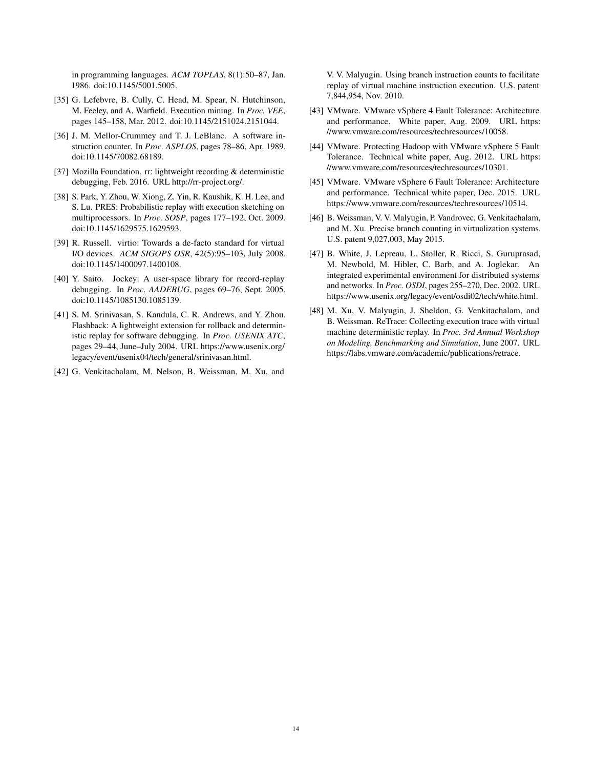in programming languages. *ACM TOPLAS*, 8(1):50–87, Jan. 1986. doi:10.1145/5001.5005.

[35] G. Lefebvre, B. Cully, C. Head, M. Spear, N. Hutchinson, M. Feeley, and A. Warfield. Execution mining. In *Proc. VEE*, pages 145–158, Mar. 2012. doi:10.1145/2151024.2151044.

[36] J. M. Mellor-Crummey and T. J. LeBlanc. A software instruction counter. In *Proc. ASPLOS*, pages 78–86, Apr. 1989. doi:10.1145/70082.68189.

[37] Mozilla Foundation. rr: lightweight recording & deterministic debugging, Feb. 2016. URL http://rr-project.org/.

[38] S. Park, Y. Zhou, W. Xiong, Z. Yin, R. Kaushik, K. H. Lee, and S. Lu. PRES: Probabilistic replay with execution sketching on multiprocessors. In *Proc. SOSP*, pages 177–192, Oct. 2009. doi:10.1145/1629575.1629593.

[39] R. Russell. virtio: Towards a de-facto standard for virtual I/O devices. *ACM SIGOPS OSR*, 42(5):95–103, July 2008. doi:10.1145/1400097.1400108.

[40] Y. Saito. Jockey: A user-space library for record-replay debugging. In *Proc. AADEBUG*, pages 69–76, Sept. 2005. doi:10.1145/1085130.1085139.

[41] S. M. Srinivasan, S. Kandula, C. R. Andrews, and Y. Zhou. Flashback: A lightweight extension for rollback and deterministic replay for software debugging. In *Proc. USENIX ATC*, pages 29–44, June–July 2004. URL https://www.usenix.org/legacy/event/usenix04/tech/general/srinivasan.html.

[42] G. Venkitachalam, M. Nelson, B. Weissman, M. Xu, and V. V. Malyugin. Using branch instruction counts to facilitate replay of virtual machine instruction execution. U.S. patent 7,844,954, Nov. 2010.

[43] VMware. VMware vSphere 4 Fault Tolerance: Architecture and performance. White paper, Aug. 2009. URL https://www.vmware.com/resources/techresources/10058.

[44] VMware. Protecting Hadoop with VMware vSphere 5 Fault Tolerance. Technical white paper, Aug. 2012. URL https://www.vmware.com/resources/techresources/10301.

[45] VMware. VMware vSphere 6 Fault Tolerance: Architecture and performance. Technical white paper, Dec. 2015. URL https://www.vmware.com/resources/techresources/10514.

[46] B. Weissman, V. V. Malyugin, P. Vandrovec, G. Venkitachalam, and M. Xu. Precise branch counting in virtualization systems. U.S. patent 9,027,003, May 2015.

[47] B. White, J. Lepreau, L. Stoller, R. Ricci, S. Guruprasad, M. Newbold, M. Hibler, C. Barb, and A. Joglekar. An integrated experimental environment for distributed systems and networks. In *Proc. OSDI*, pages 255–270, Dec. 2002. URL https://www.usenix.org/legacy/event/osdi02/tech/white.html.

[48] M. Xu, V. Malyugin, J. Sheldon, G. Venkitachalam, and B. Weissman. ReTrace: Collecting execution trace with virtual machine deterministic replay. In *Proc. 3rd Annual Workshop on Modeling, Benchmarking and Simulation*, June 2007. URL https://labs.vmware.com/academic/publications/retrace.